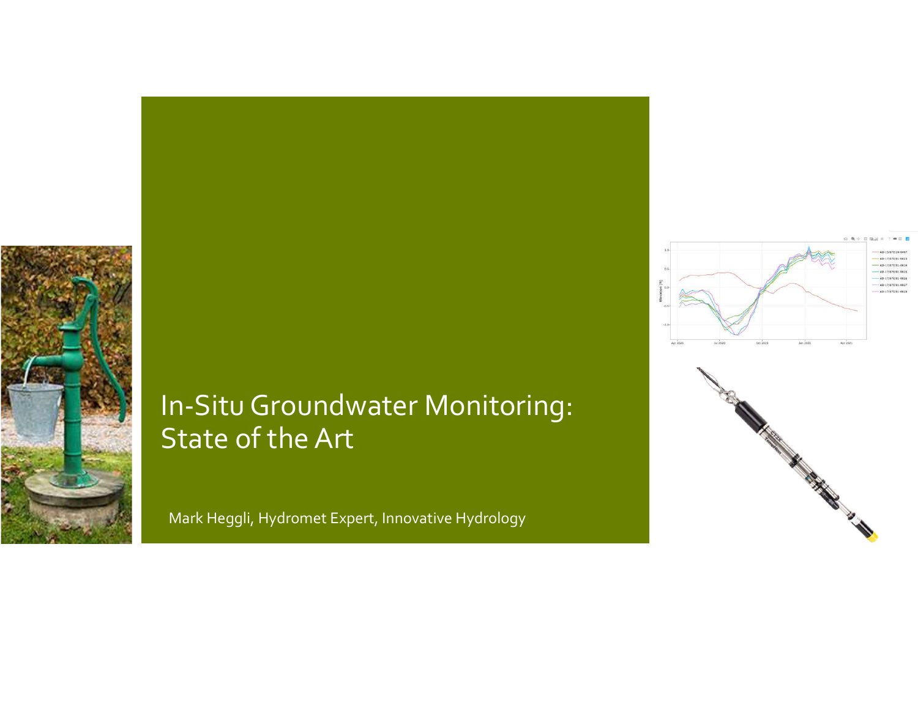# In-Situ Groundwater Monitoring: State of the Art

Mark Heggli, Hydromet Expert, Innovative Hydrology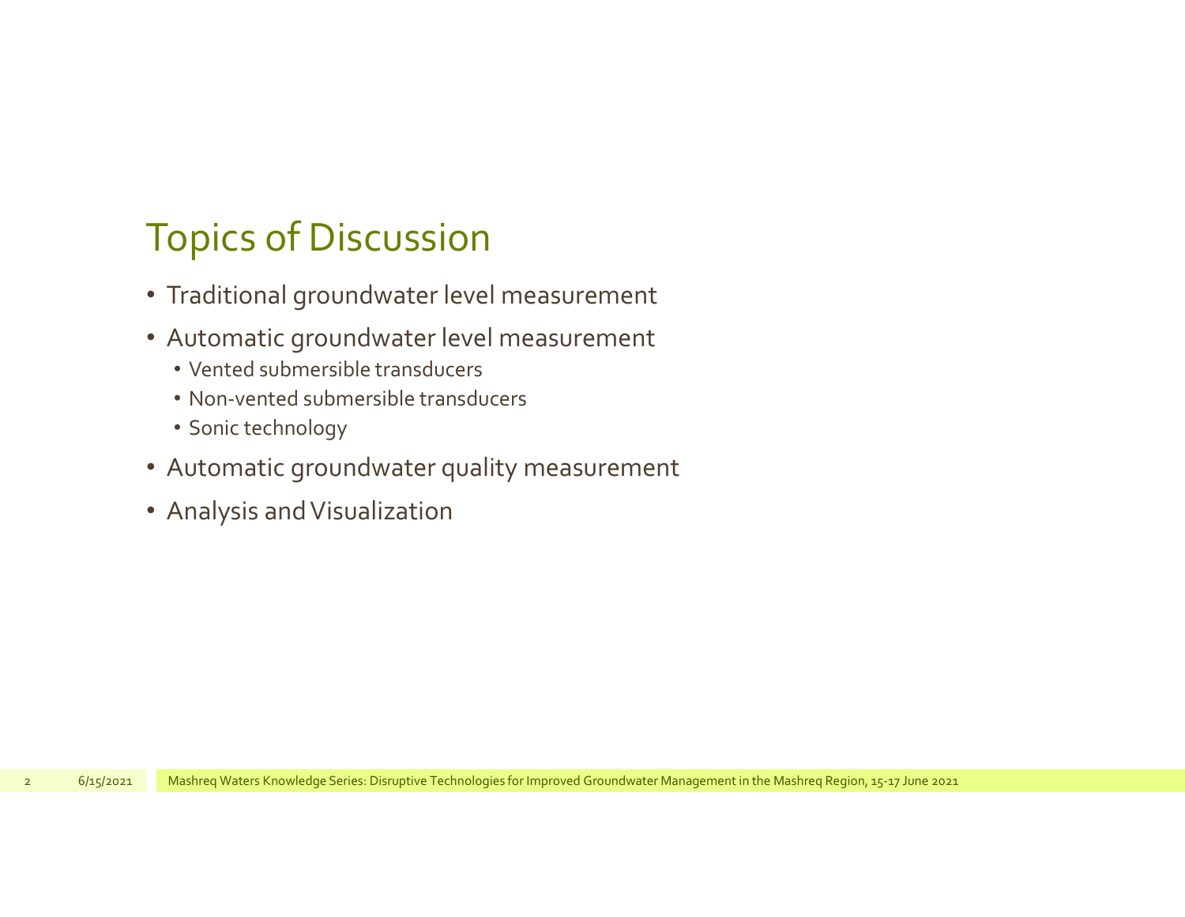# Topics of Discussion

- Traditional groundwater level measurement
- Automatic groundwater level measurement
  - Vented submersible transducers
  - Non-vented submersible transducers
  - Sonic technology
- Automatic groundwater quality measurement
- Analysis and Visualization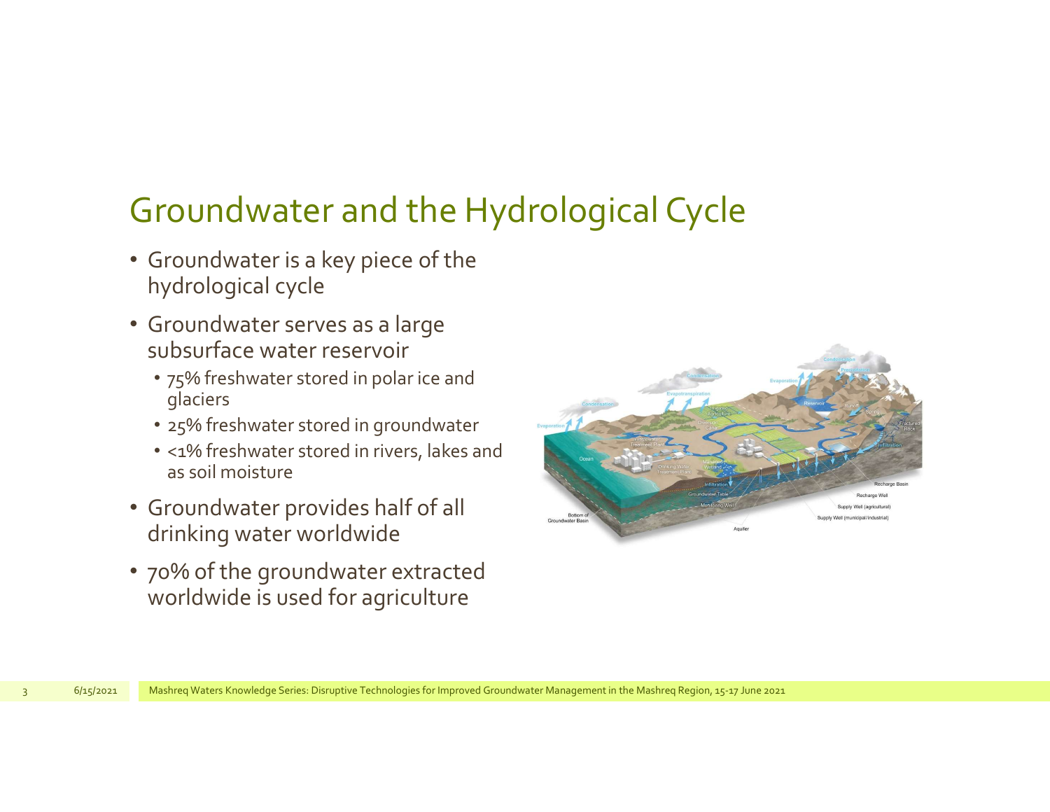# Groundwater and the Hydrological Cycle

- Groundwater is a key piece of the hydrological cycle
- Groundwater serves as a large subsurface water reservoir
  - 75% freshwater stored in polar ice and glaciers
  - 25% freshwater stored in groundwater
  - <1% freshwater stored in rivers, lakes and as soil moisture
- Groundwater provides half of all drinking water worldwide
- 70% of the groundwater extracted worldwide is used for agriculture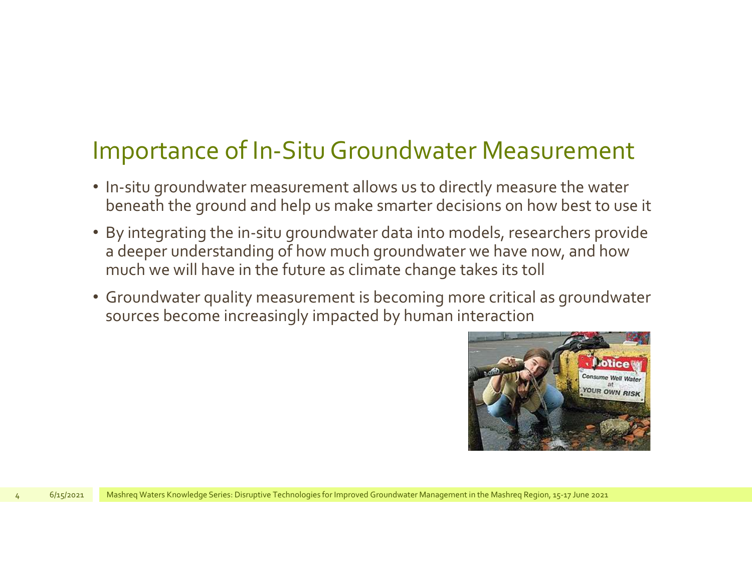# Importance of In-Situ Groundwater Measurement

- In-situ groundwater measurement allows us to directly measure the water beneath the ground and help us make smarter decisions on how best to use it
- By integrating the in-situ groundwater data into models, researchers provide a deeper understanding of how much groundwater we have now, and how much we will have in the future as climate change takes its toll
- Groundwater quality measurement is becoming more critical as groundwater sources become increasingly impacted by human interaction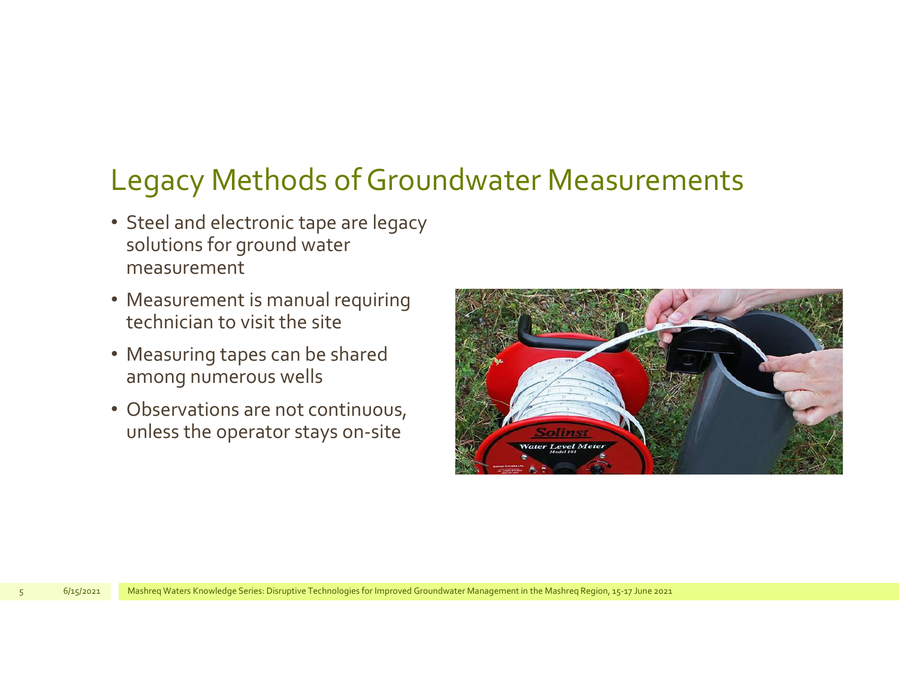# Legacy Methods of Groundwater Measurements

- Steel and electronic tape are legacy solutions for ground water measurement
- Measurement is manual requiring technician to visit the site
- Measuring tapes can be shared among numerous wells
- Observations are not continuous, unless the operator stays on-site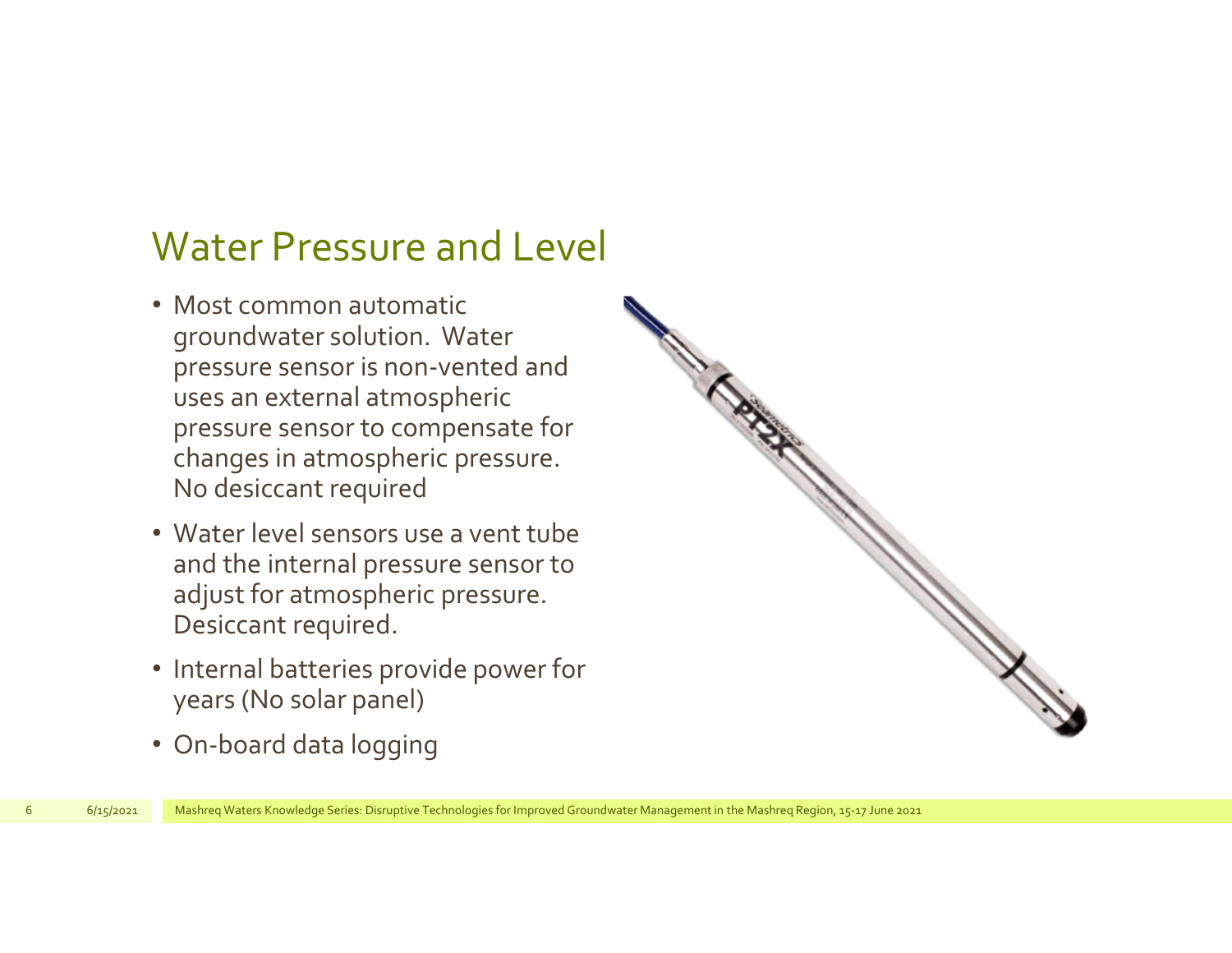## Water Pressure and Level

- Most common automatic groundwater solution. Water pressure sensor is non-vented and uses an external atmospheric pressure sensor to compensate for changes in atmospheric pressure. No desiccant required
- Water level sensors use a vent tube and the internal pressure sensor to adjust for atmospheric pressure. Desiccant required.
- Internal batteries provide power for years (No solar panel)
- On-board data logging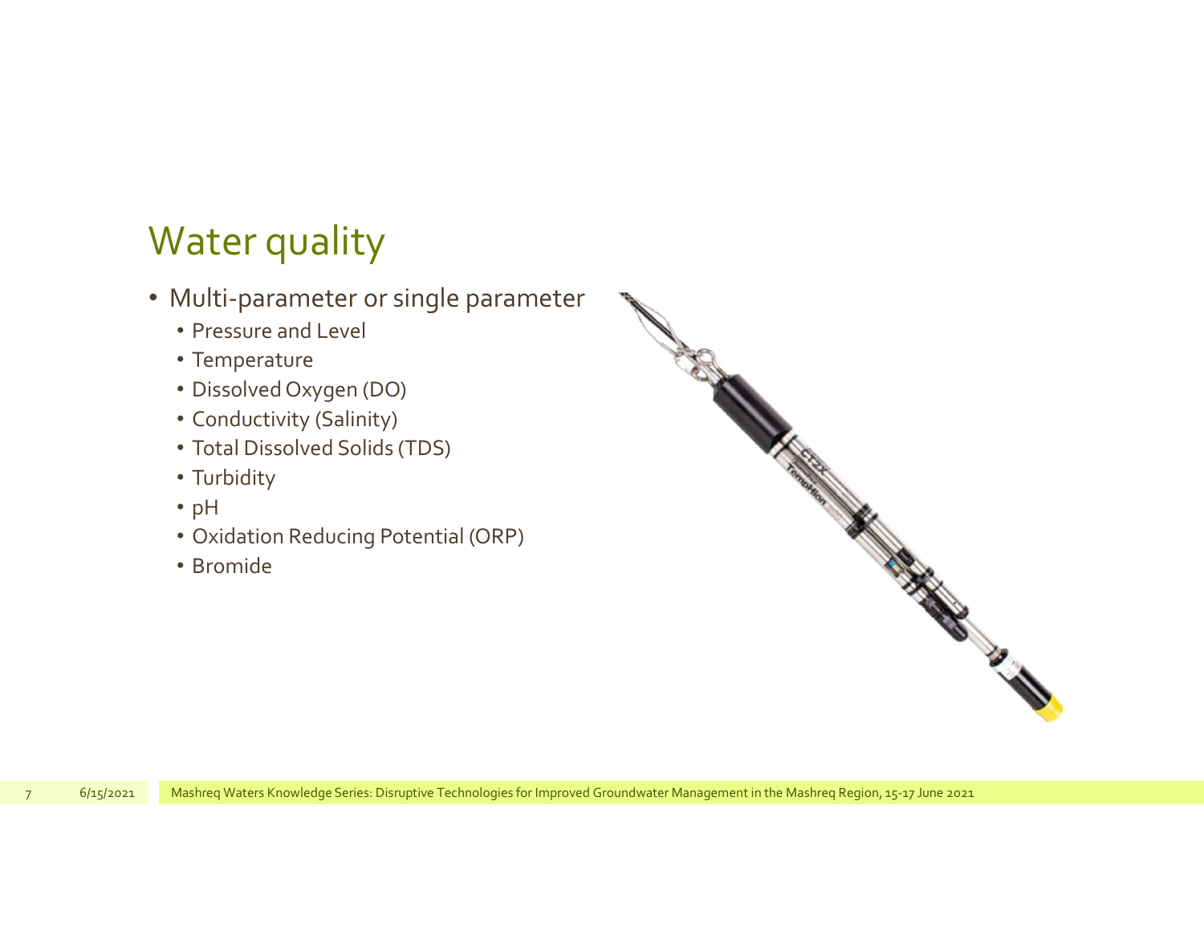# Water quality

- Multi-parameter or single parameter
  - Pressure and Level
  - Temperature
  - Dissolved Oxygen (DO)
  - Conductivity (Salinity)
  - Total Dissolved Solids (TDS)
  - Turbidity
  - pH
  - Oxidation Reducing Potential (ORP)
  - Bromide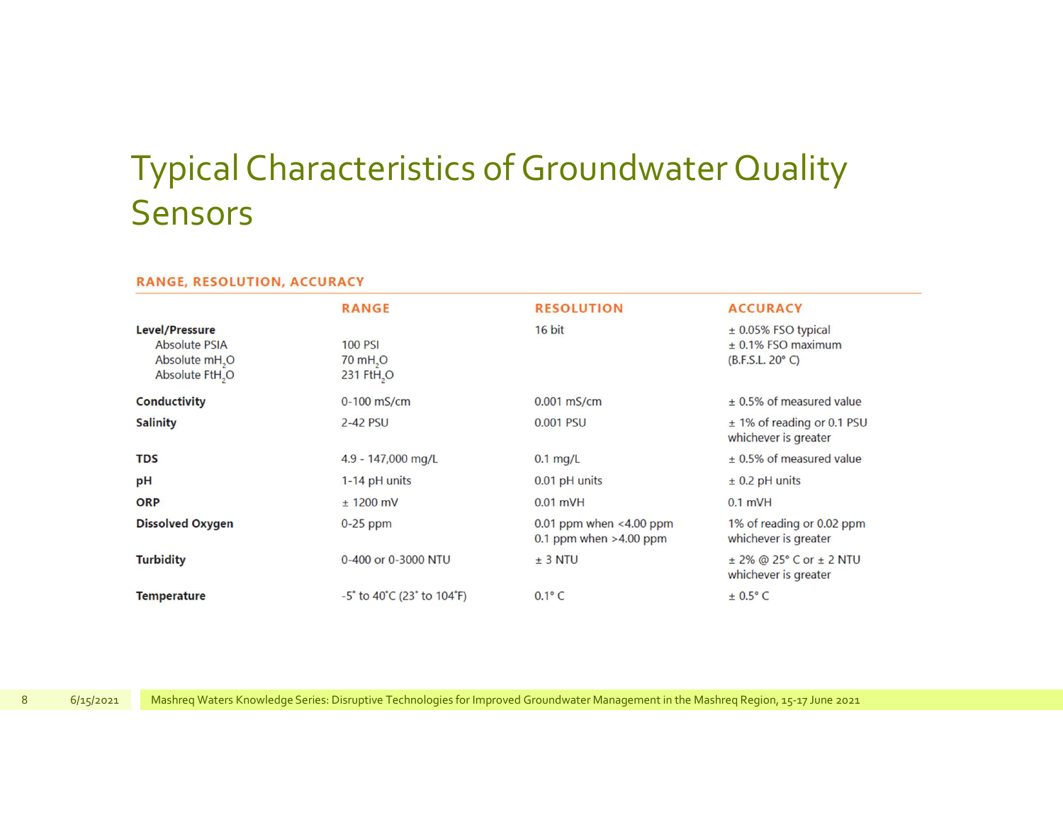# Typical Characteristics of Groundwater Quality Sensors

## RANGE, RESOLUTION, ACCURACY

| | RANGE | RESOLUTION | ACCURACY |
|---|---|---|---|
| **Level/Pressure** | | 16 bit | ± 0.05% FSO typical<br>± 0.1% FSO maximum<br>(B.F.S.L. 20° C) |
| Absolute PSIA | 100 PSI | | |
| Absolute $mH_2O$ | 70 $mH_2O$ | | |
| Absolute $FtH_2O$ | 231 $FtH_2O$ | | |
| **Conductivity** | 0-100 mS/cm | 0.001 mS/cm | ± 0.5% of measured value |
| **Salinity** | 2-42 PSU | 0.001 PSU | ± 1% of reading or 0.1 PSU whichever is greater |
| **TDS** | 4.9 - 147,000 mg/L | 0.1 mg/L | ± 0.5% of measured value |
| **pH** | 1-14 pH units | 0.01 pH units | ± 0.2 pH units |
| **ORP** | ± 1200 mV | 0.01 mVH | 0.1 mVH |
| **Dissolved Oxygen** | 0-25 ppm | 0.01 ppm when <4.00 ppm<br>0.1 ppm when >4.00 ppm | 1% of reading or 0.02 ppm whichever is greater |
| **Turbidity** | 0-400 or 0-3000 NTU | ± 3 NTU | ± 2% @ 25° C or ± 2 NTU whichever is greater |
| **Temperature** | -5° to 40°C (23° to 104°F) | 0.1° C | ± 0.5° C |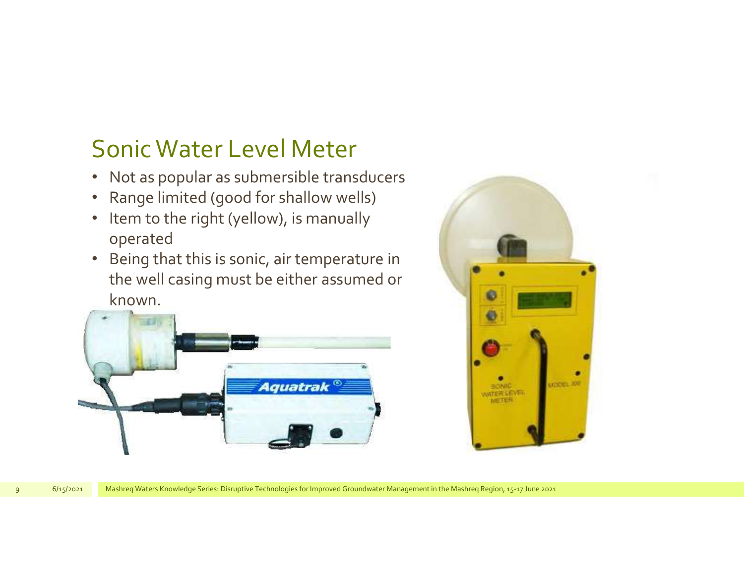## Sonic Water Level Meter

- Not as popular as submersible transducers
- Range limited (good for shallow wells)
- Item to the right (yellow), is manually operated
- Being that this is sonic, air temperature in the well casing must be either assumed or known.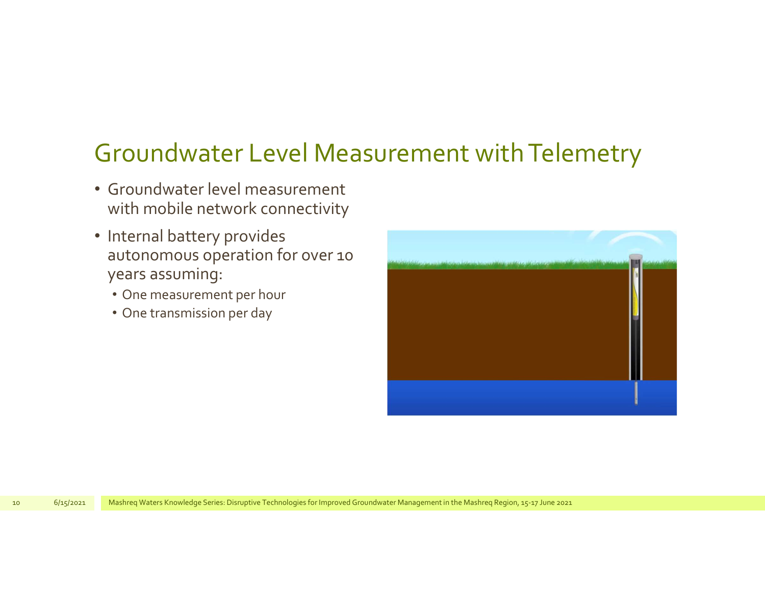# Groundwater Level Measurement with Telemetry

- Groundwater level measurement with mobile network connectivity
- Internal battery provides autonomous operation for over 10 years assuming:
  - One measurement per hour
  - One transmission per day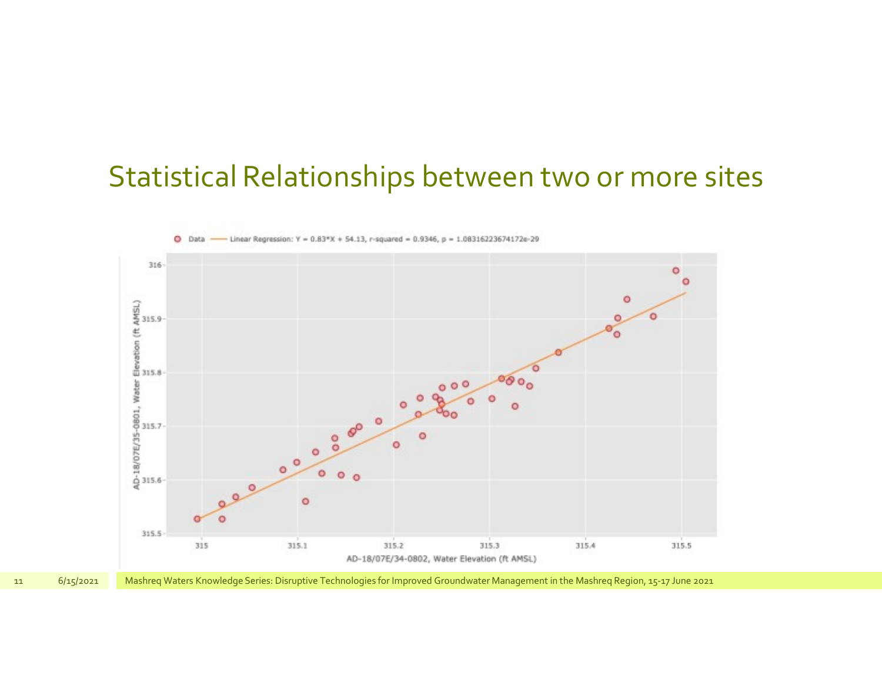# Statistical Relationships between two or more sites

Data —— Linear Regression: Y = 0.83*X + 54.13, r-squared = 0.9346, p = 1.08316223674172e-29

AD-18/07E/35-0801, Water Elevation (ft AMSL)

AD-18/07E/34-0802, Water Elevation (ft AMSL)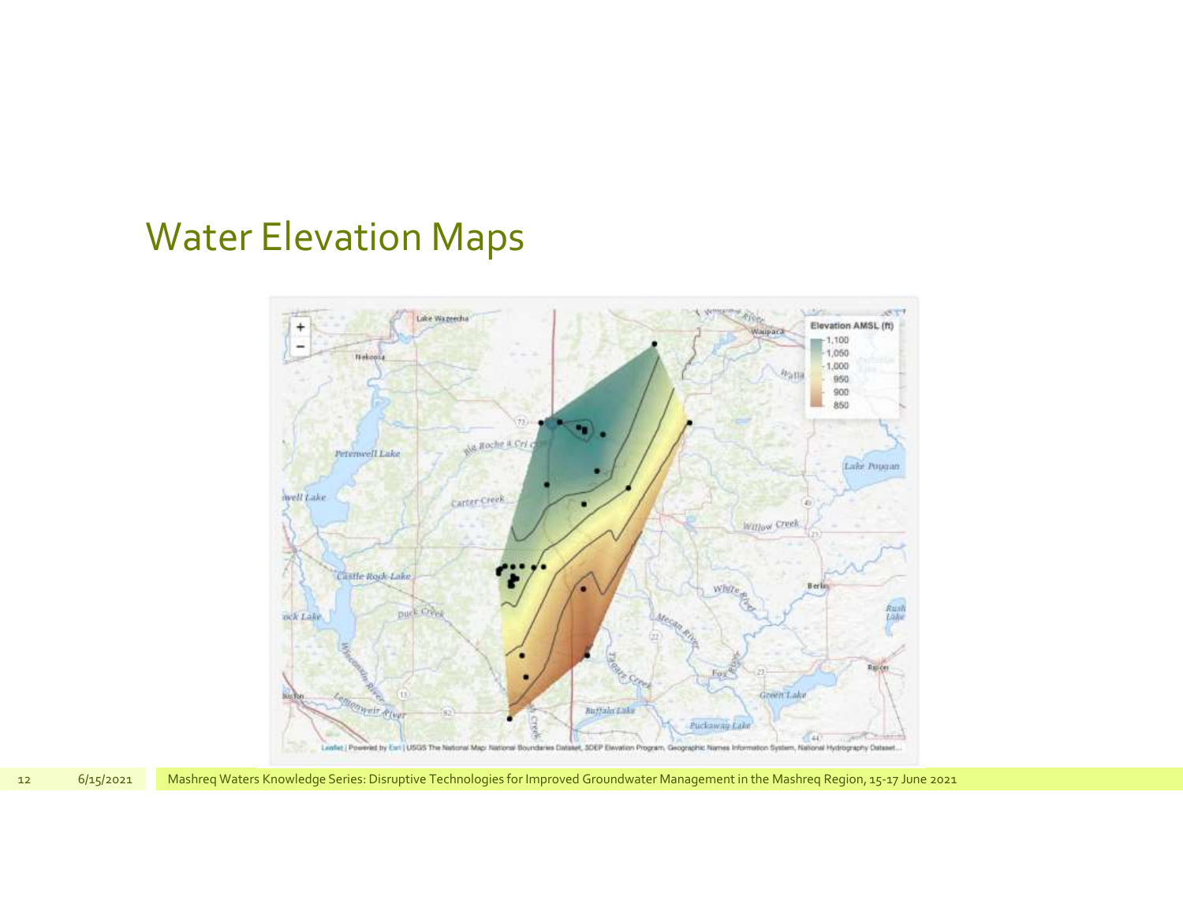# Water Elevation Maps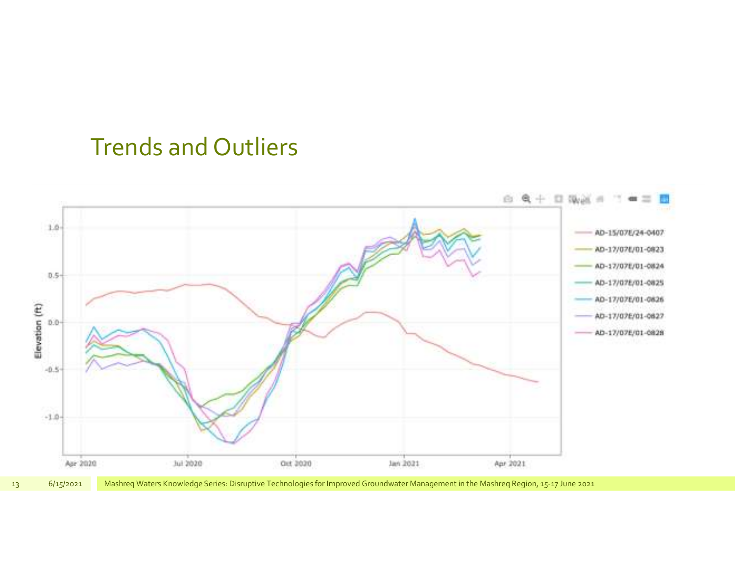# Trends and Outliers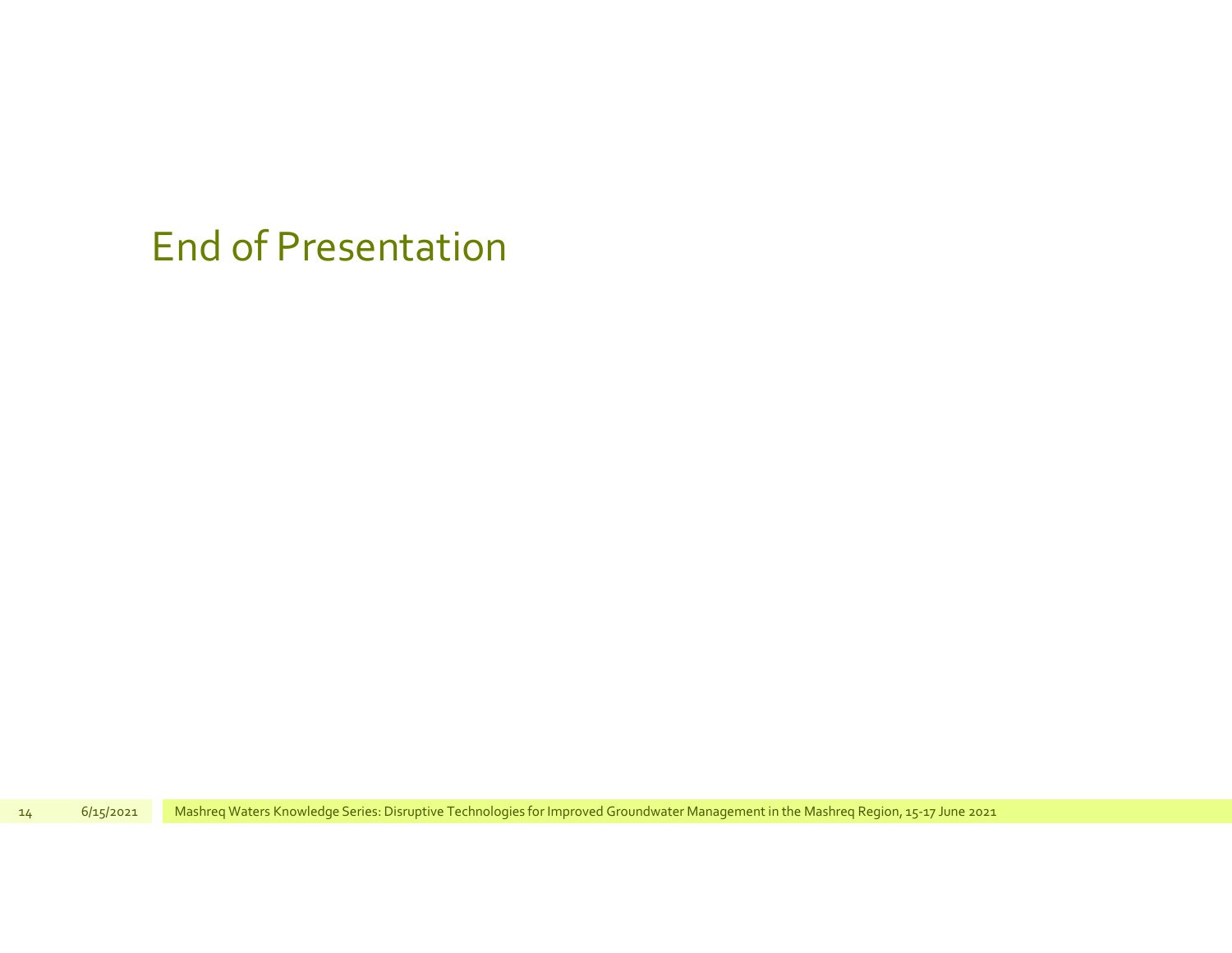# End of Presentation